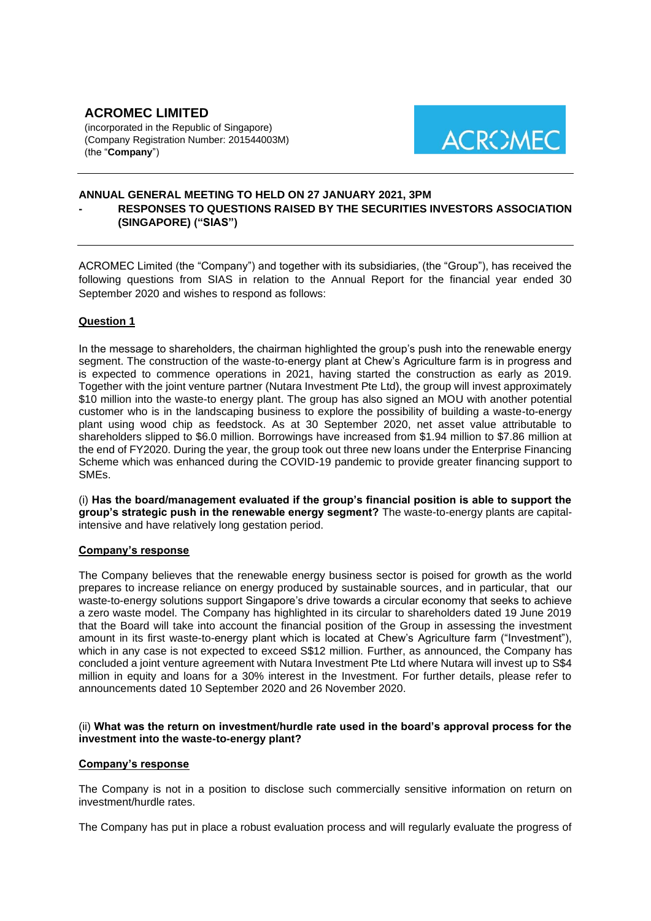# ACROMEC LIMITED

(incorporated in the Republic of Singapore)
(Company Registration Number: 201544003M)
(the "**Company**")

ACROMEC

---

**ANNUAL GENERAL MEETING TO HELD ON 27 JANUARY 2021, 3PM**

**- RESPONSES TO QUESTIONS RAISED BY THE SECURITIES INVESTORS ASSOCIATION (SINGAPORE) ("SIAS")**

---

ACROMEC Limited (the "Company") and together with its subsidiaries, (the "Group"), has received the following questions from SIAS in relation to the Annual Report for the financial year ended 30 September 2020 and wishes to respond as follows:

**Question 1**

In the message to shareholders, the chairman highlighted the group's push into the renewable energy segment. The construction of the waste-to-energy plant at Chew's Agriculture farm is in progress and is expected to commence operations in 2021, having started the construction as early as 2019. Together with the joint venture partner (Nutara Investment Pte Ltd), the group will invest approximately $10 million into the waste-to energy plant. The group has also signed an MOU with another potential customer who is in the landscaping business to explore the possibility of building a waste-to-energy plant using wood chip as feedstock. As at 30 September 2020, net asset value attributable to shareholders slipped to $6.0 million. Borrowings have increased from $1.94 million to $7.86 million at the end of FY2020. During the year, the group took out three new loans under the Enterprise Financing Scheme which was enhanced during the COVID-19 pandemic to provide greater financing support to SMEs.

(i) **Has the board/management evaluated if the group's financial position is able to support the group's strategic push in the renewable energy segment?** The waste-to-energy plants are capital-intensive and have relatively long gestation period.

**Company's response**

The Company believes that the renewable energy business sector is poised for growth as the world prepares to increase reliance on energy produced by sustainable sources, and in particular, that our waste-to-energy solutions support Singapore's drive towards a circular economy that seeks to achieve a zero waste model. The Company has highlighted in its circular to shareholders dated 19 June 2019 that the Board will take into account the financial position of the Group in assessing the investment amount in its first waste-to-energy plant which is located at Chew's Agriculture farm ("Investment"), which in any case is not expected to exceed S$12 million. Further, as announced, the Company has concluded a joint venture agreement with Nutara Investment Pte Ltd where Nutara will invest up to S$4 million in equity and loans for a 30% interest in the Investment. For further details, please refer to announcements dated 10 September 2020 and 26 November 2020.

(ii) **What was the return on investment/hurdle rate used in the board's approval process for the investment into the waste-to-energy plant?**

**Company's response**

The Company is not in a position to disclose such commercially sensitive information on return on investment/hurdle rates.

The Company has put in place a robust evaluation process and will regularly evaluate the progress of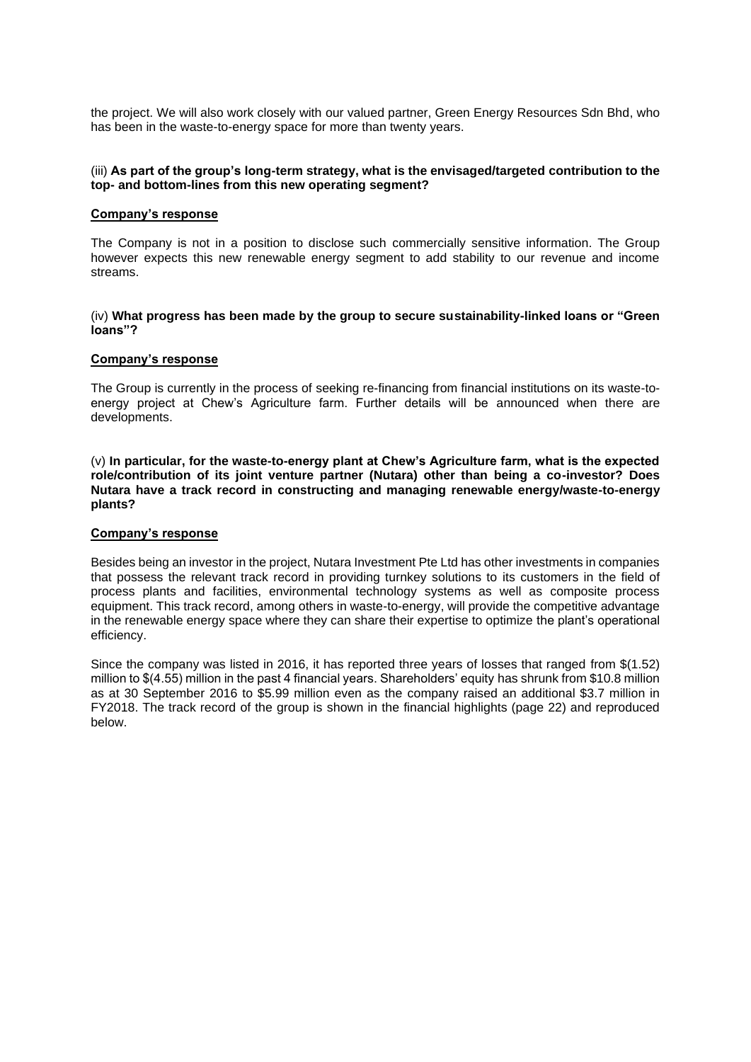the project. We will also work closely with our valued partner, Green Energy Resources Sdn Bhd, who has been in the waste-to-energy space for more than twenty years.

(iii) **As part of the group's long-term strategy, what is the envisaged/targeted contribution to the top- and bottom-lines from this new operating segment?**

**Company's response**

The Company is not in a position to disclose such commercially sensitive information. The Group however expects this new renewable energy segment to add stability to our revenue and income streams.

(iv) **What progress has been made by the group to secure sustainability-linked loans or "Green loans"?**

**Company's response**

The Group is currently in the process of seeking re-financing from financial institutions on its waste-to-energy project at Chew's Agriculture farm. Further details will be announced when there are developments.

(v) **In particular, for the waste-to-energy plant at Chew's Agriculture farm, what is the expected role/contribution of its joint venture partner (Nutara) other than being a co-investor? Does Nutara have a track record in constructing and managing renewable energy/waste-to-energy plants?**

**Company's response**

Besides being an investor in the project, Nutara Investment Pte Ltd has other investments in companies that possess the relevant track record in providing turnkey solutions to its customers in the field of process plants and facilities, environmental technology systems as well as composite process equipment. This track record, among others in waste-to-energy, will provide the competitive advantage in the renewable energy space where they can share their expertise to optimize the plant's operational efficiency.

Since the company was listed in 2016, it has reported three years of losses that ranged from $(1.52) million to $(4.55) million in the past 4 financial years. Shareholders' equity has shrunk from $10.8 million as at 30 September 2016 to $5.99 million even as the company raised an additional $3.7 million in FY2018. The track record of the group is shown in the financial highlights (page 22) and reproduced below.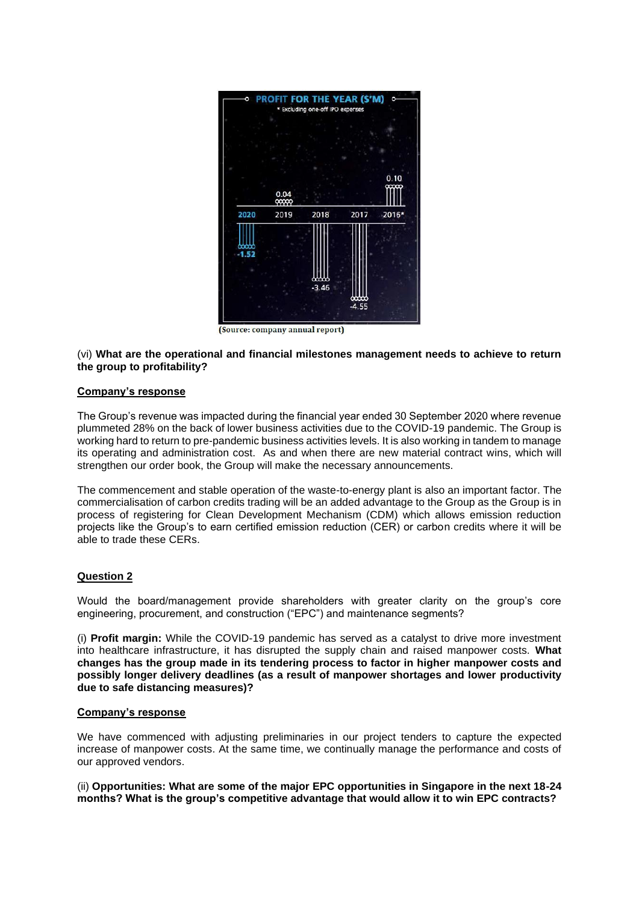**PROFIT FOR THE YEAR (S$'M)**

\* Excluding one-off IPO expenses

| 2020 | 2019 | 2018 | 2017 | 2016* |
| --- | --- | --- | --- | --- |
| -1.52 | 0.04 | -3.46 | -4.55 | 0.10 |

(Source: company annual report)

(vi) **What are the operational and financial milestones management needs to achieve to return the group to profitability?**

**Company's response**

The Group's revenue was impacted during the financial year ended 30 September 2020 where revenue plummeted 28% on the back of lower business activities due to the COVID-19 pandemic. The Group is working hard to return to pre-pandemic business activities levels. It is also working in tandem to manage its operating and administration cost. As and when there are new material contract wins, which will strengthen our order book, the Group will make the necessary announcements.

The commencement and stable operation of the waste-to-energy plant is also an important factor. The commercialisation of carbon credits trading will be an added advantage to the Group as the Group is in process of registering for Clean Development Mechanism (CDM) which allows emission reduction projects like the Group's to earn certified emission reduction (CER) or carbon credits where it will be able to trade these CERs.

**Question 2**

Would the board/management provide shareholders with greater clarity on the group's core engineering, procurement, and construction ("EPC") and maintenance segments?

(i) **Profit margin:** While the COVID-19 pandemic has served as a catalyst to drive more investment into healthcare infrastructure, it has disrupted the supply chain and raised manpower costs. **What changes has the group made in its tendering process to factor in higher manpower costs and possibly longer delivery deadlines (as a result of manpower shortages and lower productivity due to safe distancing measures)?**

**Company's response**

We have commenced with adjusting preliminaries in our project tenders to capture the expected increase of manpower costs. At the same time, we continually manage the performance and costs of our approved vendors.

(ii) **Opportunities: What are some of the major EPC opportunities in Singapore in the next 18-24 months? What is the group's competitive advantage that would allow it to win EPC contracts?**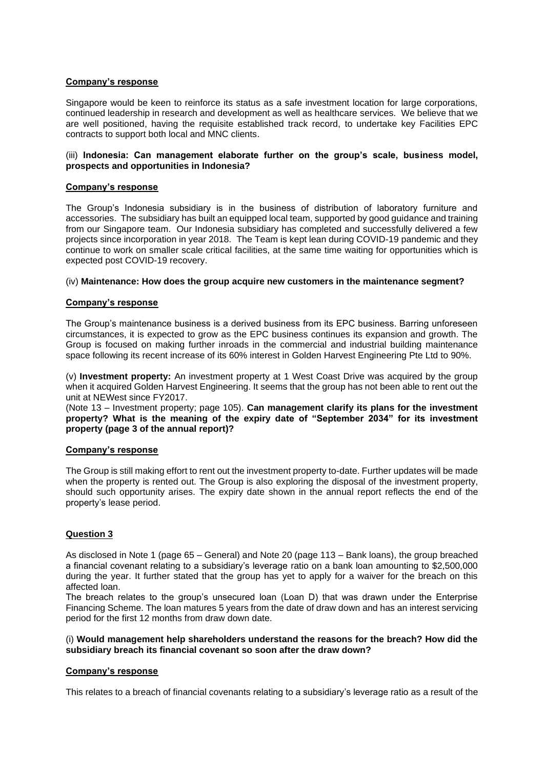**Company's response**

Singapore would be keen to reinforce its status as a safe investment location for large corporations, continued leadership in research and development as well as healthcare services. We believe that we are well positioned, having the requisite established track record, to undertake key Facilities EPC contracts to support both local and MNC clients.

(iii) **Indonesia: Can management elaborate further on the group's scale, business model, prospects and opportunities in Indonesia?**

**Company's response**

The Group's Indonesia subsidiary is in the business of distribution of laboratory furniture and accessories. The subsidiary has built an equipped local team, supported by good guidance and training from our Singapore team. Our Indonesia subsidiary has completed and successfully delivered a few projects since incorporation in year 2018. The Team is kept lean during COVID-19 pandemic and they continue to work on smaller scale critical facilities, at the same time waiting for opportunities which is expected post COVID-19 recovery.

(iv) **Maintenance: How does the group acquire new customers in the maintenance segment?**

**Company's response**

The Group's maintenance business is a derived business from its EPC business. Barring unforeseen circumstances, it is expected to grow as the EPC business continues its expansion and growth. The Group is focused on making further inroads in the commercial and industrial building maintenance space following its recent increase of its 60% interest in Golden Harvest Engineering Pte Ltd to 90%.

(v) **Investment property:** An investment property at 1 West Coast Drive was acquired by the group when it acquired Golden Harvest Engineering. It seems that the group has not been able to rent out the unit at NEWest since FY2017.

(Note 13 – Investment property; page 105). **Can management clarify its plans for the investment property? What is the meaning of the expiry date of "September 2034" for its investment property (page 3 of the annual report)?**

**Company's response**

The Group is still making effort to rent out the investment property to-date. Further updates will be made when the property is rented out. The Group is also exploring the disposal of the investment property, should such opportunity arises. The expiry date shown in the annual report reflects the end of the property's lease period.

**Question 3**

As disclosed in Note 1 (page 65 – General) and Note 20 (page 113 – Bank loans), the group breached a financial covenant relating to a subsidiary's leverage ratio on a bank loan amounting to $2,500,000 during the year. It further stated that the group has yet to apply for a waiver for the breach on this affected loan.

The breach relates to the group's unsecured loan (Loan D) that was drawn under the Enterprise Financing Scheme. The loan matures 5 years from the date of draw down and has an interest servicing period for the first 12 months from draw down date.

(i) **Would management help shareholders understand the reasons for the breach? How did the subsidiary breach its financial covenant so soon after the draw down?**

**Company's response**

This relates to a breach of financial covenants relating to a subsidiary's leverage ratio as a result of the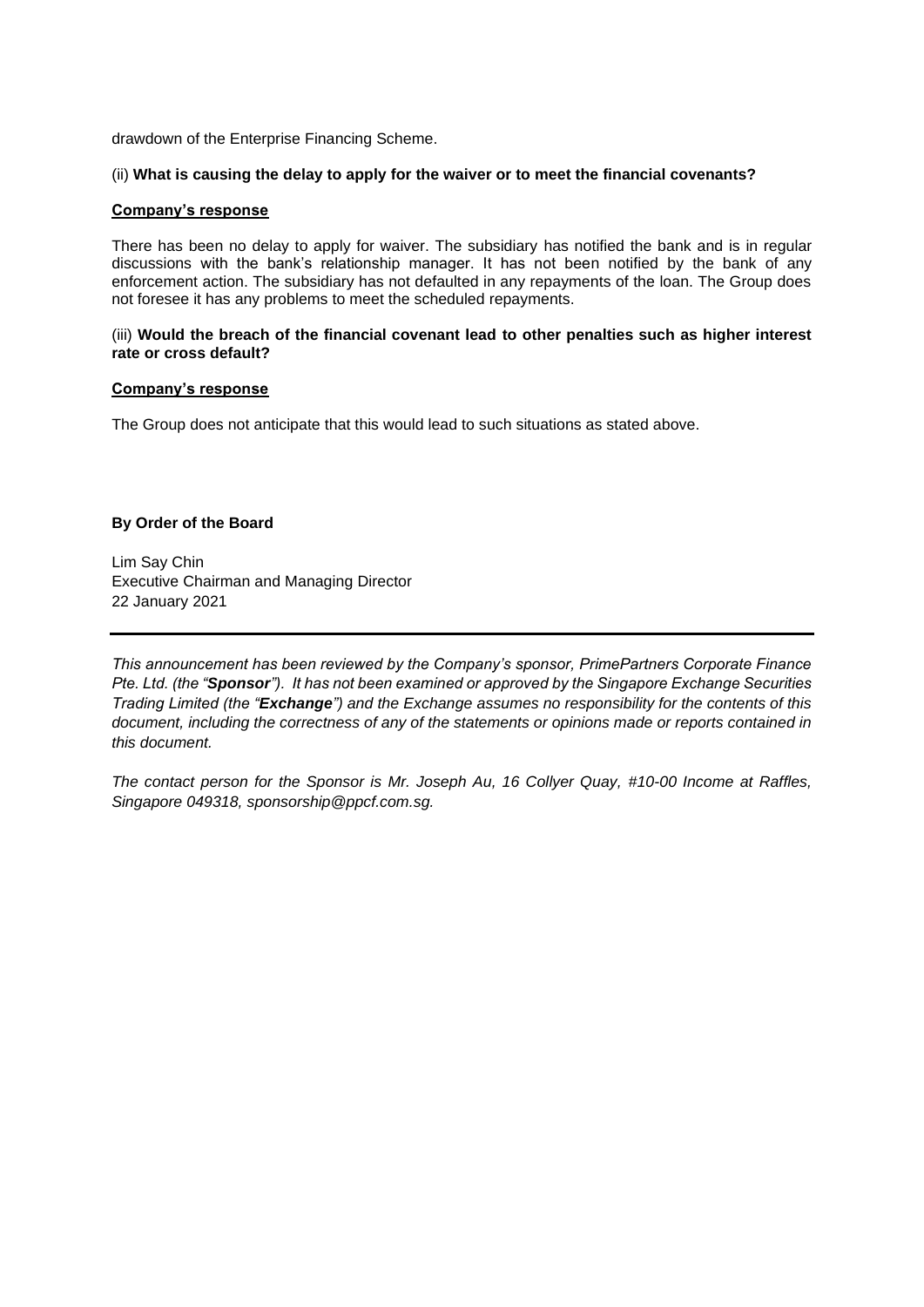drawdown of the Enterprise Financing Scheme.

(ii) **What is causing the delay to apply for the waiver or to meet the financial covenants?**

**<u>Company's response</u>**

There has been no delay to apply for waiver. The subsidiary has notified the bank and is in regular discussions with the bank's relationship manager. It has not been notified by the bank of any enforcement action. The subsidiary has not defaulted in any repayments of the loan. The Group does not foresee it has any problems to meet the scheduled repayments.

(iii) **Would the breach of the financial covenant lead to other penalties such as higher interest rate or cross default?**

**<u>Company's response</u>**

The Group does not anticipate that this would lead to such situations as stated above.

**By Order of the Board**

Lim Say Chin
Executive Chairman and Managing Director
22 January 2021

---

*This announcement has been reviewed by the Company's sponsor, PrimePartners Corporate Finance Pte. Ltd. (the "**Sponsor**"). It has not been examined or approved by the Singapore Exchange Securities Trading Limited (the "**Exchange**") and the Exchange assumes no responsibility for the contents of this document, including the correctness of any of the statements or opinions made or reports contained in this document.*

*The contact person for the Sponsor is Mr. Joseph Au, 16 Collyer Quay, #10-00 Income at Raffles, Singapore 049318, sponsorship@ppcf.com.sg.*